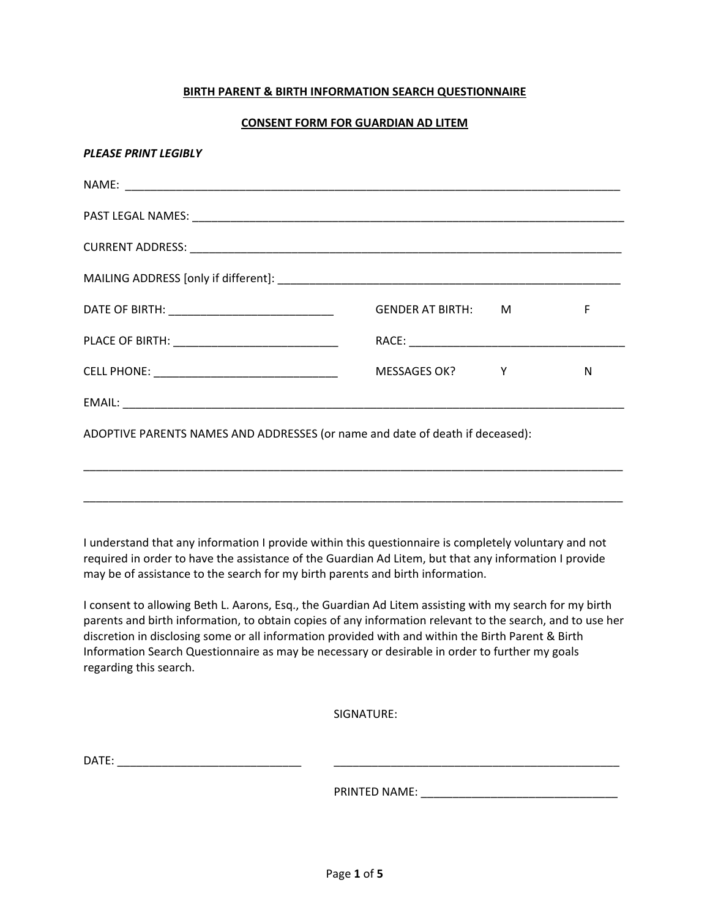**BIRTH PARENT & BIRTH INFORMATION SEARCH QUESTIONNAIRE**

**CONSENT FORM FOR GUARDIAN AD LITEM**

***PLEASE PRINT LEGIBLY***

NAME: ___________________________________________________________________________

PAST LEGAL NAMES: _______________________________________________________________

CURRENT ADDRESS: _______________________________________________________________

MAILING ADDRESS [only if different]: _____________________________________________

DATE OF BIRTH: __________________________ GENDER AT BIRTH: M F

PLACE OF BIRTH: __________________________ RACE: _________________________________

CELL PHONE: _____________________________ MESSAGES OK? Y N

EMAIL: ___________________________________________________________________________

ADOPTIVE PARENTS NAMES AND ADDRESSES (or name and date of death if deceased):

_________________________________________________________________________________

_________________________________________________________________________________

I understand that any information I provide within this questionnaire is completely voluntary and not required in order to have the assistance of the Guardian Ad Litem, but that any information I provide may be of assistance to the search for my birth parents and birth information.

I consent to allowing Beth L. Aarons, Esq., the Guardian Ad Litem assisting with my search for my birth parents and birth information, to obtain copies of any information relevant to the search, and to use her discretion in disclosing some or all information provided with and within the Birth Parent & Birth Information Search Questionnaire as may be necessary or desirable in order to further my goals regarding this search.

SIGNATURE:

DATE: _____________________________ _______________________________________________

PRINTED NAME: _______________________________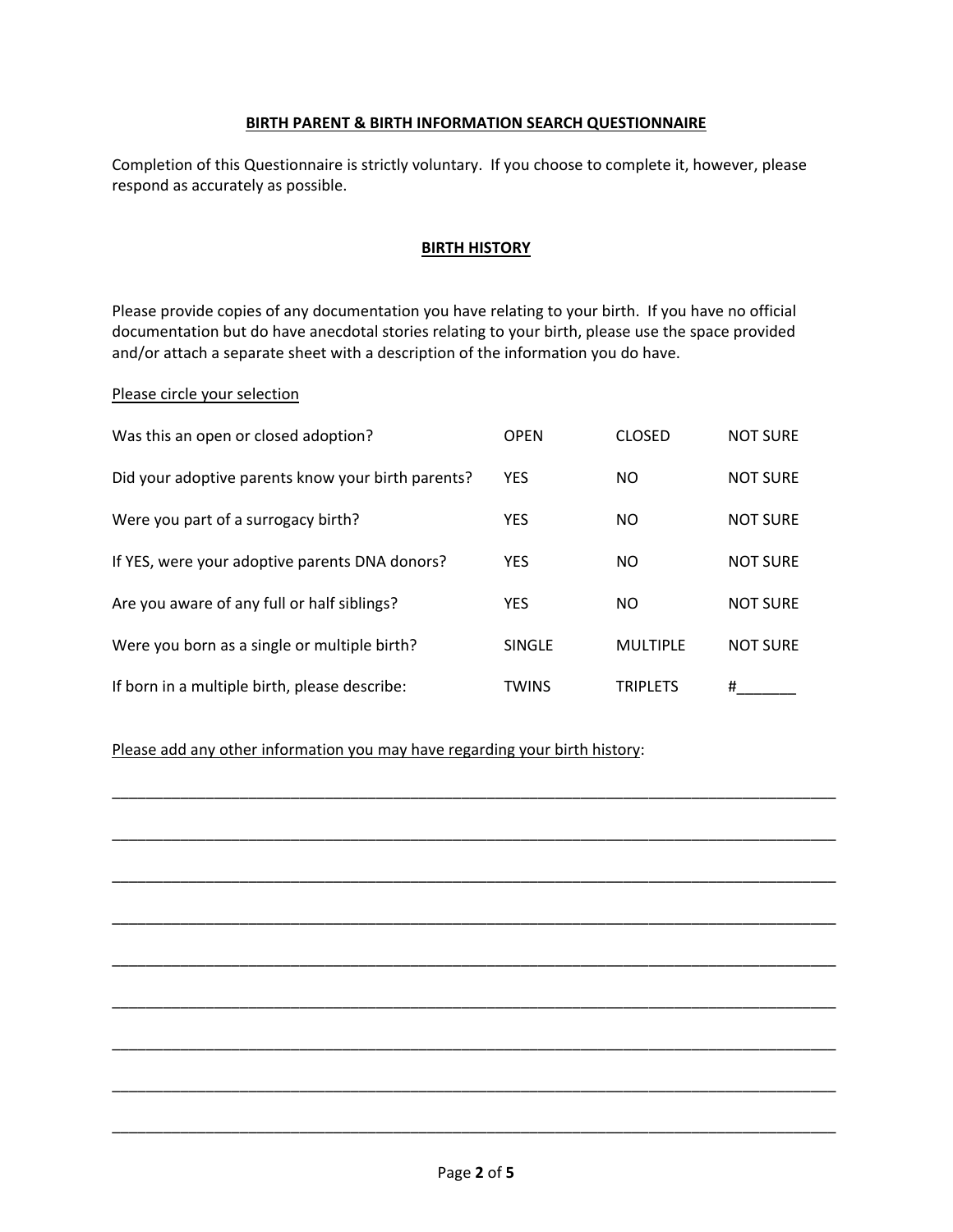**BIRTH PARENT & BIRTH INFORMATION SEARCH QUESTIONNAIRE**

Completion of this Questionnaire is strictly voluntary. If you choose to complete it, however, please respond as accurately as possible.

**BIRTH HISTORY**

Please provide copies of any documentation you have relating to your birth. If you have no official documentation but do have anecdotal stories relating to your birth, please use the space provided and/or attach a separate sheet with a description of the information you do have.

Please circle your selection

| | | | |
|---|---|---|---|
| Was this an open or closed adoption? | OPEN | CLOSED | NOT SURE |
| Did your adoptive parents know your birth parents? | YES | NO | NOT SURE |
| Were you part of a surrogacy birth? | YES | NO | NOT SURE |
| If YES, were your adoptive parents DNA donors? | YES | NO | NOT SURE |
| Are you aware of any full or half siblings? | YES | NO | NOT SURE |
| Were you born as a single or multiple birth? | SINGLE | MULTIPLE | NOT SURE |
| If born in a multiple birth, please describe: | TWINS | TRIPLETS | #_______ |

Please add any other information you may have regarding your birth history:

_______________________________________________________________________________

_______________________________________________________________________________

_______________________________________________________________________________

_______________________________________________________________________________

_______________________________________________________________________________

_______________________________________________________________________________

_______________________________________________________________________________

_______________________________________________________________________________

_______________________________________________________________________________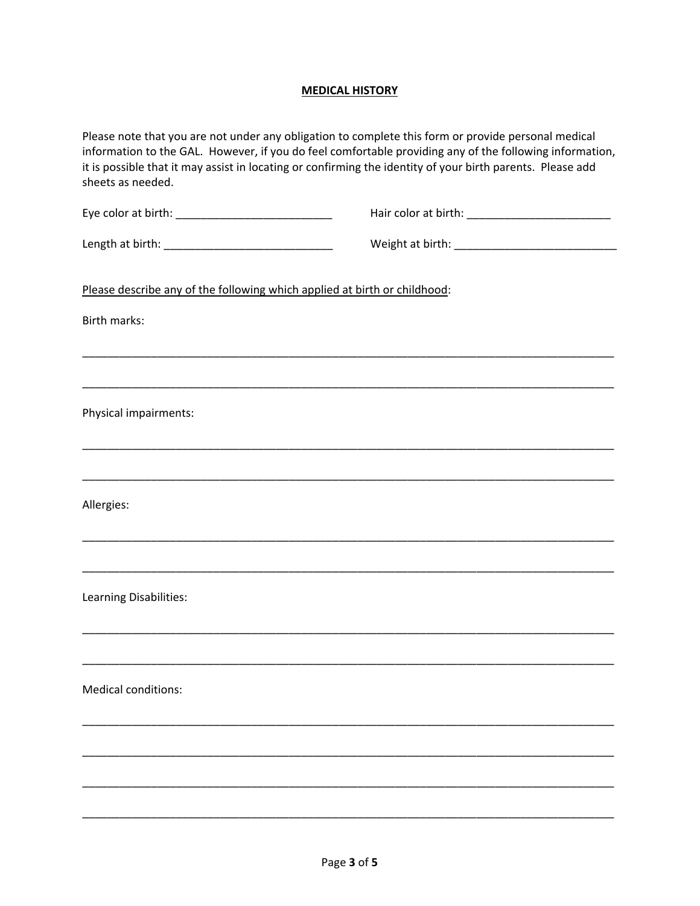## MEDICAL HISTORY

Please note that you are not under any obligation to complete this form or provide personal medical information to the GAL. However, if you do feel comfortable providing any of the following information, it is possible that it may assist in locating or confirming the identity of your birth parents. Please add sheets as needed.

Eye color at birth: _________________________ Hair color at birth: _______________________

Length at birth: ___________________________ Weight at birth: __________________________

Please describe any of the following which applied at birth or childhood:

Birth marks:

_____________________________________________________________________________________

_____________________________________________________________________________________

Physical impairments:

_____________________________________________________________________________________

_____________________________________________________________________________________

Allergies:

_____________________________________________________________________________________

_____________________________________________________________________________________

Learning Disabilities:

_____________________________________________________________________________________

_____________________________________________________________________________________

Medical conditions:

_____________________________________________________________________________________

_____________________________________________________________________________________

_____________________________________________________________________________________

_____________________________________________________________________________________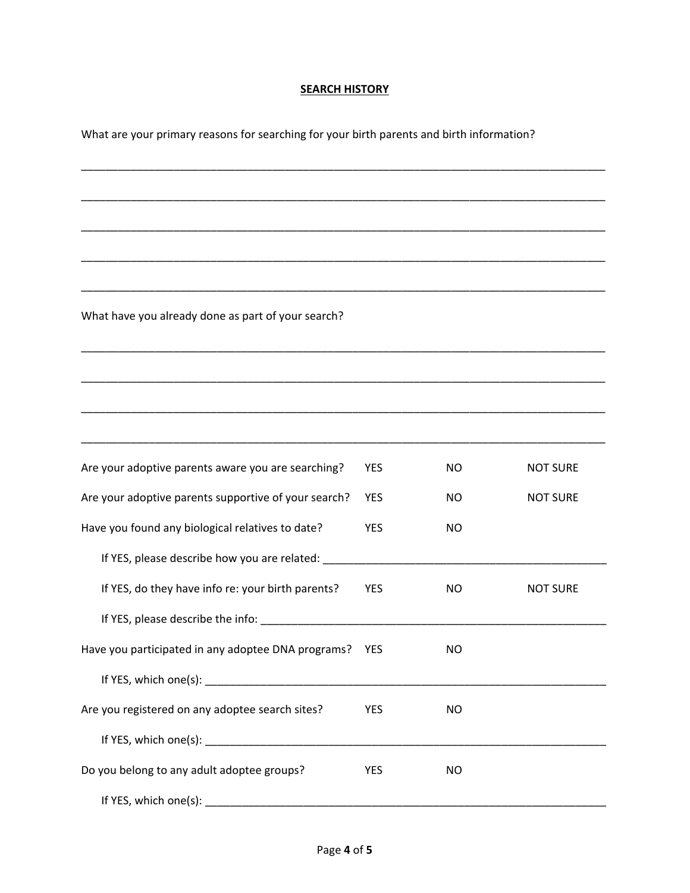**SEARCH HISTORY**

What are your primary reasons for searching for your birth parents and birth information?

_____________________________________________________________________________________

_____________________________________________________________________________________

_____________________________________________________________________________________

_____________________________________________________________________________________

_____________________________________________________________________________________

What have you already done as part of your search?

_____________________________________________________________________________________

_____________________________________________________________________________________

_____________________________________________________________________________________

_____________________________________________________________________________________

Are your adoptive parents aware you are searching? YES NO NOT SURE

Are your adoptive parents supportive of your search? YES NO NOT SURE

Have you found any biological relatives to date? YES NO

If YES, please describe how you are related: _______________________________________________

If YES, do they have info re: your birth parents? YES NO NOT SURE

If YES, please describe the info: _______________________________________________________

Have you participated in any adoptee DNA programs? YES NO

If YES, which one(s): ______________________________________________________________

Are you registered on any adoptee search sites? YES NO

If YES, which one(s): ______________________________________________________________

Do you belong to any adult adoptee groups? YES NO

If YES, which one(s): ______________________________________________________________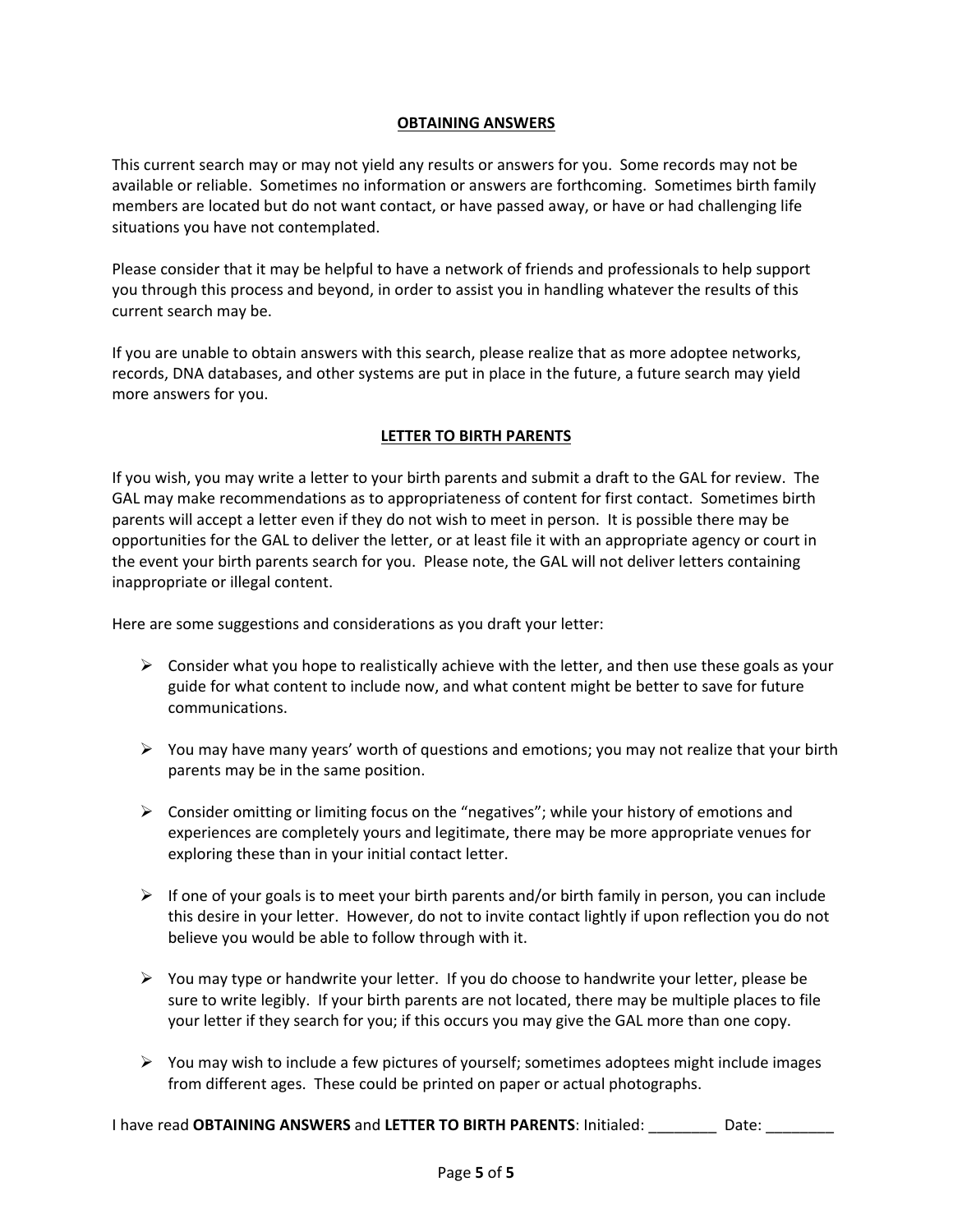## OBTAINING ANSWERS

This current search may or may not yield any results or answers for you. Some records may not be available or reliable. Sometimes no information or answers are forthcoming. Sometimes birth family members are located but do not want contact, or have passed away, or have or had challenging life situations you have not contemplated.

Please consider that it may be helpful to have a network of friends and professionals to help support you through this process and beyond, in order to assist you in handling whatever the results of this current search may be.

If you are unable to obtain answers with this search, please realize that as more adoptee networks, records, DNA databases, and other systems are put in place in the future, a future search may yield more answers for you.

## LETTER TO BIRTH PARENTS

If you wish, you may write a letter to your birth parents and submit a draft to the GAL for review. The GAL may make recommendations as to appropriateness of content for first contact. Sometimes birth parents will accept a letter even if they do not wish to meet in person. It is possible there may be opportunities for the GAL to deliver the letter, or at least file it with an appropriate agency or court in the event your birth parents search for you. Please note, the GAL will not deliver letters containing inappropriate or illegal content.

Here are some suggestions and considerations as you draft your letter:

- Consider what you hope to realistically achieve with the letter, and then use these goals as your guide for what content to include now, and what content might be better to save for future communications.
- You may have many years' worth of questions and emotions; you may not realize that your birth parents may be in the same position.
- Consider omitting or limiting focus on the "negatives"; while your history of emotions and experiences are completely yours and legitimate, there may be more appropriate venues for exploring these than in your initial contact letter.
- If one of your goals is to meet your birth parents and/or birth family in person, you can include this desire in your letter. However, do not to invite contact lightly if upon reflection you do not believe you would be able to follow through with it.
- You may type or handwrite your letter. If you do choose to handwrite your letter, please be sure to write legibly. If your birth parents are not located, there may be multiple places to file your letter if they search for you; if this occurs you may give the GAL more than one copy.
- You may wish to include a few pictures of yourself; sometimes adoptees might include images from different ages. These could be printed on paper or actual photographs.

I have read **OBTAINING ANSWERS** and **LETTER TO BIRTH PARENTS**: Initialed: ________ Date: ________